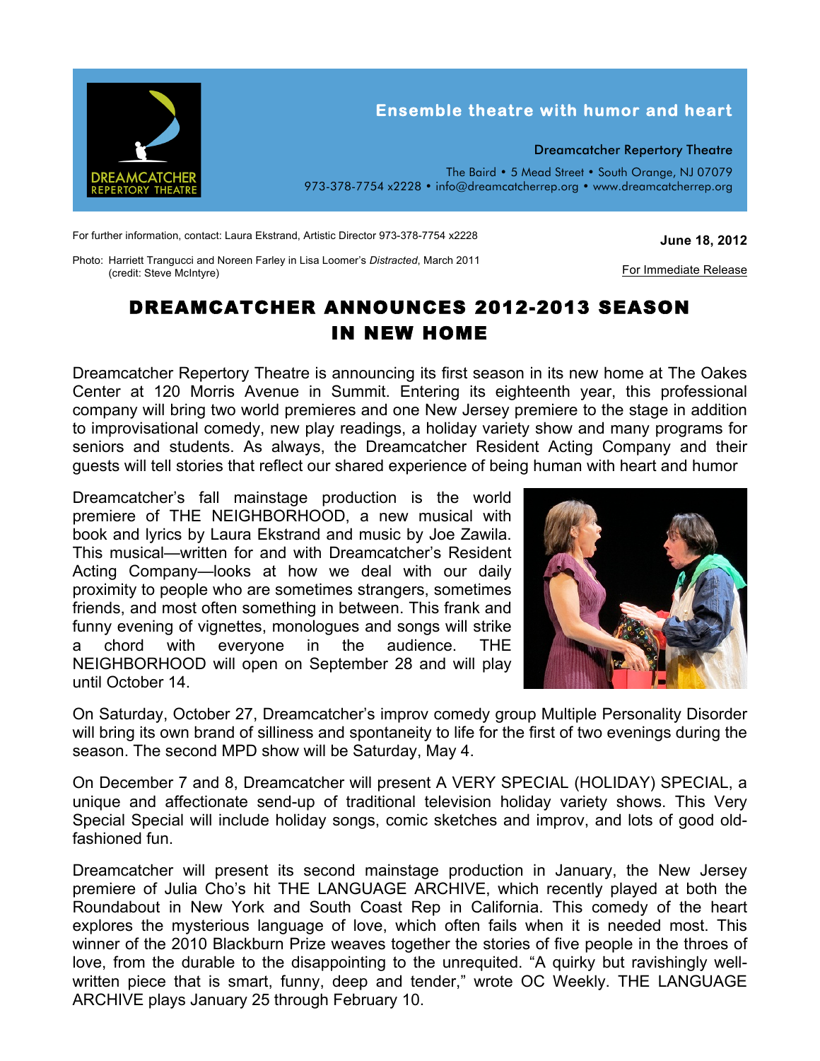Ensemble theatre with humor and heart

Dreamcatcher Repertory Theatre

The Baird • 5 Mead Street • South Orange, NJ 07079
973-378-7754 x2228 • info@dreamcatcherrep.org • www.dreamcatcherrep.org

For further information, contact: Laura Ekstrand, Artistic Director 973-378-7754 x2228

**June 18, 2012**

Photo: Harriett Trangucci and Noreen Farley in Lisa Loomer's *Distracted*, March 2011 (credit: Steve McIntyre)

For Immediate Release

# DREAMCATCHER ANNOUNCES 2012-2013 SEASON IN NEW HOME

Dreamcatcher Repertory Theatre is announcing its first season in its new home at The Oakes Center at 120 Morris Avenue in Summit. Entering its eighteenth year, this professional company will bring two world premieres and one New Jersey premiere to the stage in addition to improvisational comedy, new play readings, a holiday variety show and many programs for seniors and students. As always, the Dreamcatcher Resident Acting Company and their guests will tell stories that reflect our shared experience of being human with heart and humor

Dreamcatcher's fall mainstage production is the world premiere of THE NEIGHBORHOOD, a new musical with book and lyrics by Laura Ekstrand and music by Joe Zawila. This musical—written for and with Dreamcatcher's Resident Acting Company—looks at how we deal with our daily proximity to people who are sometimes strangers, sometimes friends, and most often something in between. This frank and funny evening of vignettes, monologues and songs will strike a chord with everyone in the audience. THE NEIGHBORHOOD will open on September 28 and will play until October 14.

On Saturday, October 27, Dreamcatcher's improv comedy group Multiple Personality Disorder will bring its own brand of silliness and spontaneity to life for the first of two evenings during the season. The second MPD show will be Saturday, May 4.

On December 7 and 8, Dreamcatcher will present A VERY SPECIAL (HOLIDAY) SPECIAL, a unique and affectionate send-up of traditional television holiday variety shows. This Very Special Special will include holiday songs, comic sketches and improv, and lots of good old-fashioned fun.

Dreamcatcher will present its second mainstage production in January, the New Jersey premiere of Julia Cho's hit THE LANGUAGE ARCHIVE, which recently played at both the Roundabout in New York and South Coast Rep in California. This comedy of the heart explores the mysterious language of love, which often fails when it is needed most. This winner of the 2010 Blackburn Prize weaves together the stories of five people in the throes of love, from the durable to the disappointing to the unrequited. "A quirky but ravishingly well-written piece that is smart, funny, deep and tender," wrote OC Weekly. THE LANGUAGE ARCHIVE plays January 25 through February 10.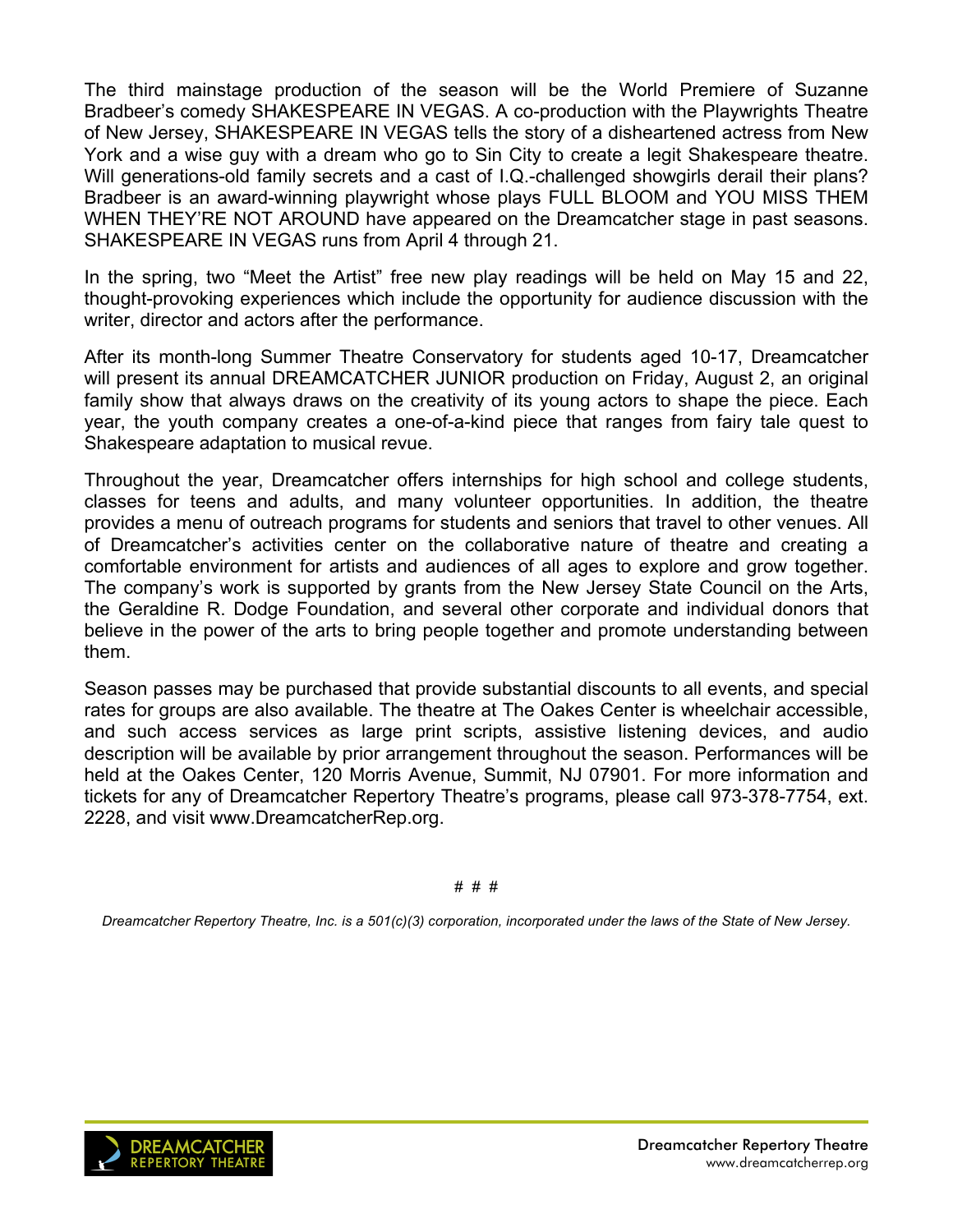The third mainstage production of the season will be the World Premiere of Suzanne Bradbeer's comedy SHAKESPEARE IN VEGAS. A co-production with the Playwrights Theatre of New Jersey, SHAKESPEARE IN VEGAS tells the story of a disheartened actress from New York and a wise guy with a dream who go to Sin City to create a legit Shakespeare theatre. Will generations-old family secrets and a cast of I.Q.-challenged showgirls derail their plans? Bradbeer is an award-winning playwright whose plays FULL BLOOM and YOU MISS THEM WHEN THEY'RE NOT AROUND have appeared on the Dreamcatcher stage in past seasons. SHAKESPEARE IN VEGAS runs from April 4 through 21.

In the spring, two "Meet the Artist" free new play readings will be held on May 15 and 22, thought-provoking experiences which include the opportunity for audience discussion with the writer, director and actors after the performance.

After its month-long Summer Theatre Conservatory for students aged 10-17, Dreamcatcher will present its annual DREAMCATCHER JUNIOR production on Friday, August 2, an original family show that always draws on the creativity of its young actors to shape the piece. Each year, the youth company creates a one-of-a-kind piece that ranges from fairy tale quest to Shakespeare adaptation to musical revue.

Throughout the year, Dreamcatcher offers internships for high school and college students, classes for teens and adults, and many volunteer opportunities. In addition, the theatre provides a menu of outreach programs for students and seniors that travel to other venues. All of Dreamcatcher's activities center on the collaborative nature of theatre and creating a comfortable environment for artists and audiences of all ages to explore and grow together. The company's work is supported by grants from the New Jersey State Council on the Arts, the Geraldine R. Dodge Foundation, and several other corporate and individual donors that believe in the power of the arts to bring people together and promote understanding between them.

Season passes may be purchased that provide substantial discounts to all events, and special rates for groups are also available. The theatre at The Oakes Center is wheelchair accessible, and such access services as large print scripts, assistive listening devices, and audio description will be available by prior arrangement throughout the season. Performances will be held at the Oakes Center, 120 Morris Avenue, Summit, NJ 07901. For more information and tickets for any of Dreamcatcher Repertory Theatre's programs, please call 973-378-7754, ext. 2228, and visit www.DreamcatcherRep.org.

# # #

*Dreamcatcher Repertory Theatre, Inc. is a 501(c)(3) corporation, incorporated under the laws of the State of New Jersey.*